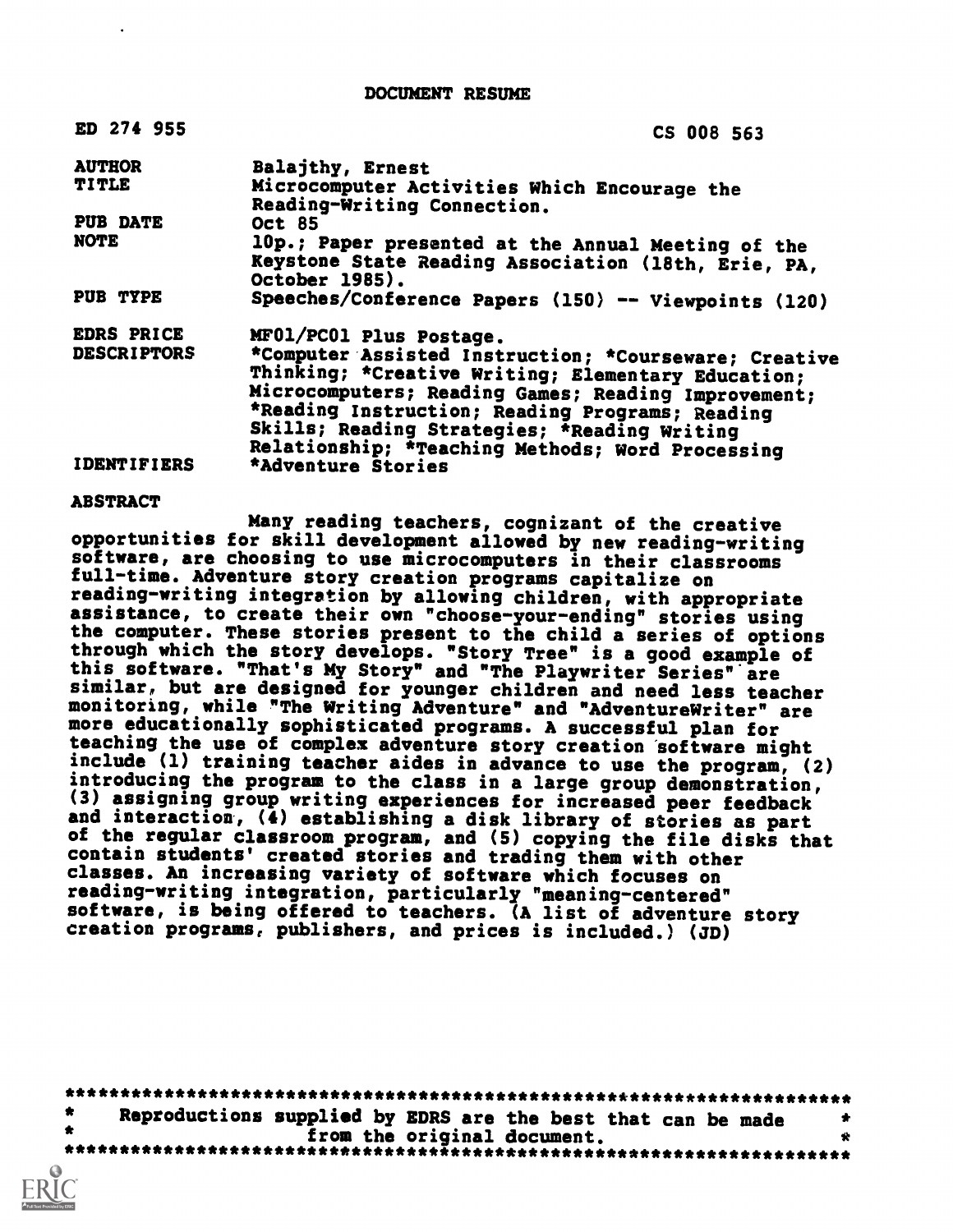# DOCUMENT RESUME

| | |
|---|---|
| ED 274 955 | CS 008 563 |
| **AUTHOR** | Balajthy, Ernest |
| **TITLE** | Microcomputer Activities Which Encourage the Reading-Writing Connection. |
| **PUB DATE** | Oct 85 |
| **NOTE** | 10p.; Paper presented at the Annual Meeting of the Keystone State Reading Association (18th, Erie, PA, October 1985). |
| **PUB TYPE** | Speeches/Conference Papers (150) -- Viewpoints (120) |
| **EDRS PRICE** | MF01/PC01 Plus Postage. |
| **DESCRIPTORS** | *Computer Assisted Instruction; *Courseware; Creative Thinking; *Creative Writing; Elementary Education; Microcomputers; Reading Games; Reading Improvement; *Reading Instruction; Reading Programs; Reading Skills; Reading Strategies; *Reading Writing Relationship; *Teaching Methods; Word Processing |
| **IDENTIFIERS** | *Adventure Stories |

## ABSTRACT

Many reading teachers, cognizant of the creative opportunities for skill development allowed by new reading-writing software, are choosing to use microcomputers in their classrooms full-time. Adventure story creation programs capitalize on reading-writing integration by allowing children, with appropriate assistance, to create their own "choose-your-ending" stories using the computer. These stories present to the child a series of options through which the story develops. "Story Tree" is a good example of this software. "That's My Story" and "The Playwriter Series" are similar, but are designed for younger children and need less teacher monitoring, while "The Writing Adventure" and "AdventureWriter" are more educationally sophisticated programs. A successful plan for teaching the use of complex adventure story creation software might include (1) training teacher aides in advance to use the program, (2) introducing the program to the class in a large group demonstration, (3) assigning group writing experiences for increased peer feedback and interaction, (4) establishing a disk library of stories as part of the regular classroom program, and (5) copying the file disks that contain students' created stories and trading them with other classes. An increasing variety of software which focuses on reading-writing integration, particularly "meaning-centered" software, is being offered to teachers. (A list of adventure story creation programs, publishers, and prices is included.) (JD)

***********************************************************************
* Reproductions supplied by EDRS are the best that can be made *
* from the original document. *
***********************************************************************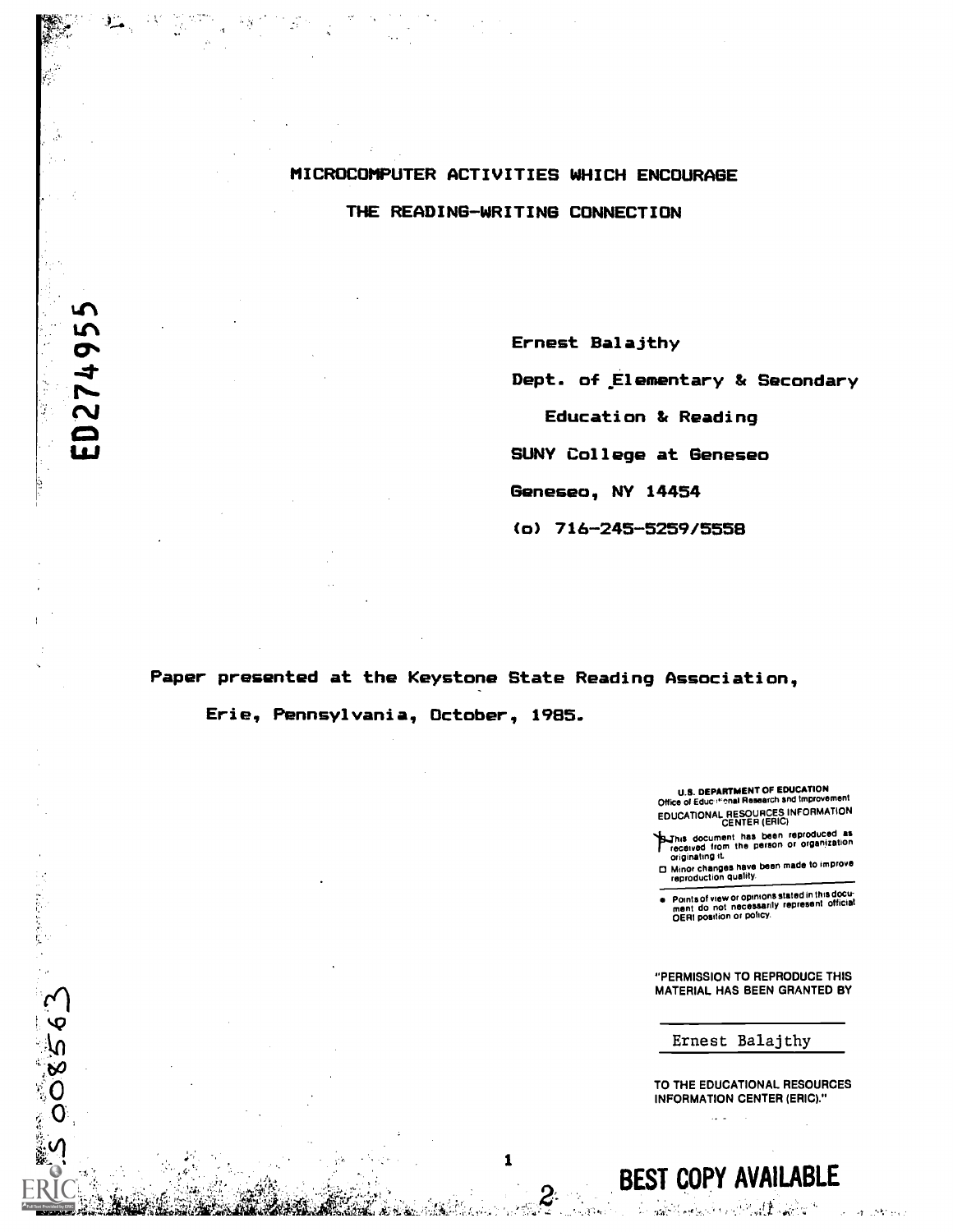# MICROCOMPUTER ACTIVITIES WHICH ENCOURAGE THE READING-WRITING CONNECTION

Ernest Balajthy

Dept. of Elementary & Secondary Education & Reading

SUNY College at Geneseo

Geneseo, NY 14454

(o) 716-245-5259/5558

Paper presented at the Keystone State Reading Association, Erie, Pennsylvania, October, 1985.

U.S. DEPARTMENT OF EDUCATION
Office of Educational Research and Improvement
EDUCATIONAL RESOURCES INFORMATION CENTER (ERIC)

- This document has been reproduced as received from the person or organization originating it.
- Minor changes have been made to improve reproduction quality.
- Points of view or opinions stated in this document do not necessarily represent official OERI position or policy.

"PERMISSION TO REPRODUCE THIS MATERIAL HAS BEEN GRANTED BY

Ernest Balajthy

TO THE EDUCATIONAL RESOURCES INFORMATION CENTER (ERIC)."

ED274955

CS 008563

BEST COPY AVAILABLE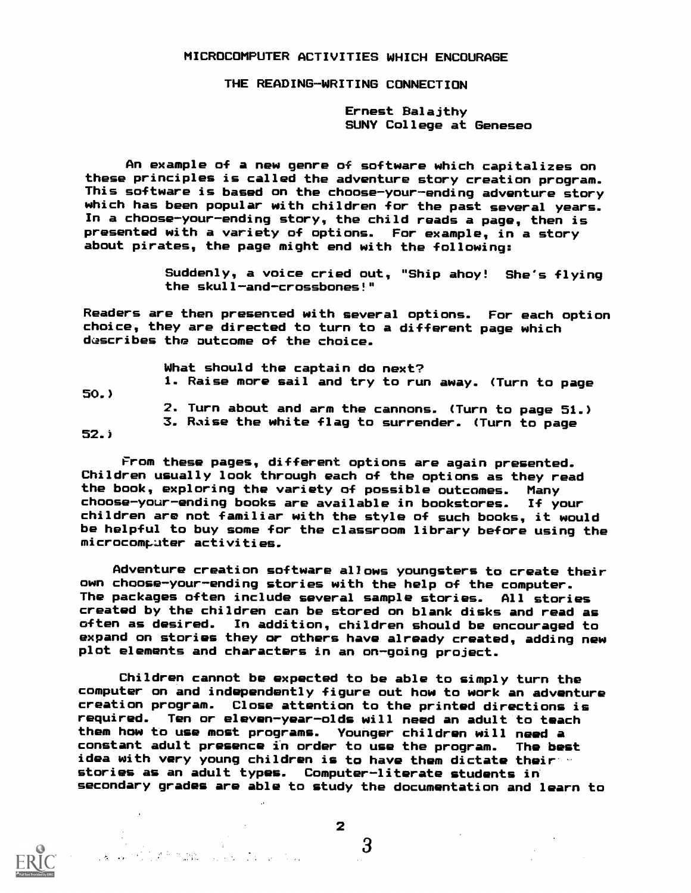# MICROCOMPUTER ACTIVITIES WHICH ENCOURAGE

## THE READING-WRITING CONNECTION

Ernest Balajthy
SUNY College at Geneseo

An example of a new genre of software which capitalizes on these principles is called the adventure story creation program. This software is based on the choose-your-ending adventure story which has been popular with children for the past several years. In a choose-your-ending story, the child reads a page, then is presented with a variety of options. For example, in a story about pirates, the page might end with the following:

> Suddenly, a voice cried out, "Ship ahoy! She's flying the skull-and-crossbones!"

Readers are then presented with several options. For each option choice, they are directed to turn to a different page which describes the outcome of the choice.

> What should the captain do next?
> 1. Raise more sail and try to run away. (Turn to page 50.)
> 2. Turn about and arm the cannons. (Turn to page 51.)
> 3. Raise the white flag to surrender. (Turn to page 52.)

From these pages, different options are again presented. Children usually look through each of the options as they read the book, exploring the variety of possible outcomes. Many choose-your-ending books are available in bookstores. If your children are not familiar with the style of such books, it would be helpful to buy some for the classroom library before using the microcomputer activities.

Adventure creation software allows youngsters to create their own choose-your-ending stories with the help of the computer. The packages often include several sample stories. All stories created by the children can be stored on blank disks and read as often as desired. In addition, children should be encouraged to expand on stories they or others have already created, adding new plot elements and characters in an on-going project.

Children cannot be expected to be able to simply turn the computer on and independently figure out how to work an adventure creation program. Close attention to the printed directions is required. Ten or eleven-year-olds will need an adult to teach them how to use most programs. Younger children will need a constant adult presence in order to use the program. The best idea with very young children is to have them dictate their stories as an adult types. Computer-literate students in secondary grades are able to study the documentation and learn to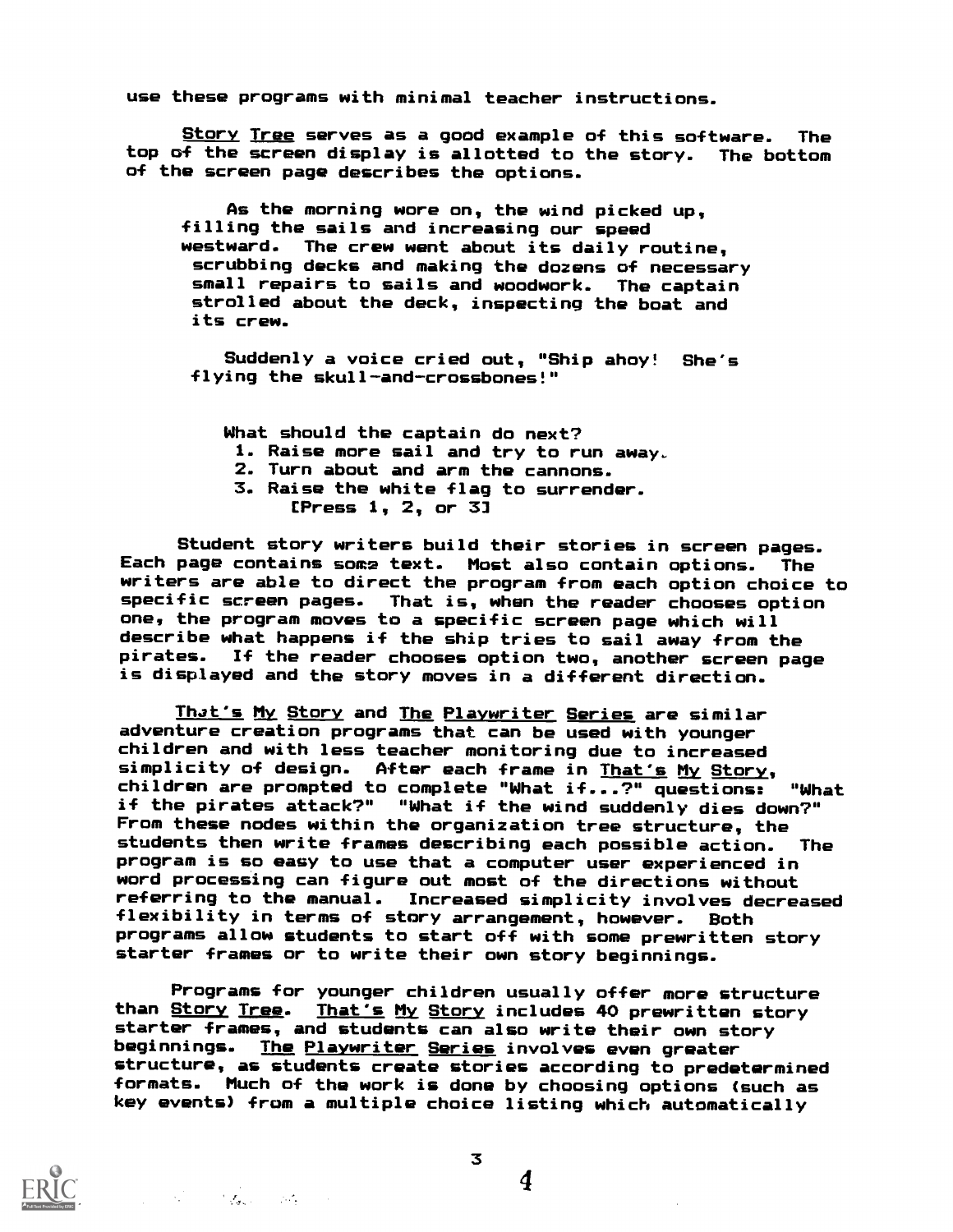use these programs with minimal teacher instructions.

*Story Tree* serves as a good example of this software. The top of the screen display is allotted to the story. The bottom of the screen page describes the options.

> As the morning wore on, the wind picked up, filling the sails and increasing our speed westward. The crew went about its daily routine, scrubbing decks and making the dozens of necessary small repairs to sails and woodwork. The captain strolled about the deck, inspecting the boat and its crew.
>
> Suddenly a voice cried out, "Ship ahoy! She's flying the skull-and-crossbones!"
>
> What should the captain do next?
> 1. Raise more sail and try to run away.
> 2. Turn about and arm the cannons.
> 3. Raise the white flag to surrender.
>
> [Press 1, 2, or 3]

Student story writers build their stories in screen pages. Each page contains some text. Most also contain options. The writers are able to direct the program from each option choice to specific screen pages. That is, when the reader chooses option one, the program moves to a specific screen page which will describe what happens if the ship tries to sail away from the pirates. If the reader chooses option two, another screen page is displayed and the story moves in a different direction.

*That's My Story* and *The Playwriter Series* are similar adventure creation programs that can be used with younger children and with less teacher monitoring due to increased simplicity of design. After each frame in *That's My Story*, children are prompted to complete "What if...?" questions: "What if the pirates attack?" "What if the wind suddenly dies down?" From these nodes within the organization tree structure, the students then write frames describing each possible action. The program is so easy to use that a computer user experienced in word processing can figure out most of the directions without referring to the manual. Increased simplicity involves decreased flexibility in terms of story arrangement, however. Both programs allow students to start off with some prewritten story starter frames or to write their own story beginnings.

Programs for younger children usually offer more structure than *Story Tree*. *That's My Story* includes 40 prewritten story starter frames, and students can also write their own story beginnings. *The Playwriter Series* involves even greater structure, as students create stories according to predetermined formats. Much of the work is done by choosing options (such as key events) from a multiple choice listing which automatically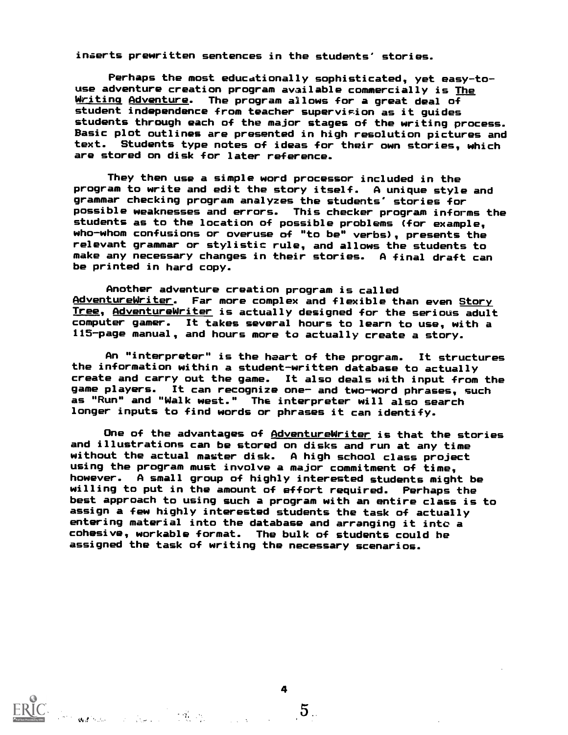inserts prewritten sentences in the students' stories.

Perhaps the most educationally sophisticated, yet easy-to-use adventure creation program available commercially is The Writing Adventure. The program allows for a great deal of student independence from teacher supervision as it guides students through each of the major stages of the writing process. Basic plot outlines are presented in high resolution pictures and text. Students type notes of ideas for their own stories, which are stored on disk for later reference.

They then use a simple word processor included in the program to write and edit the story itself. A unique style and grammar checking program analyzes the students' stories for possible weaknesses and errors. This checker program informs the students as to the location of possible problems (for example, who-whom confusions or overuse of "to be" verbs), presents the relevant grammar or stylistic rule, and allows the students to make any necessary changes in their stories. A final draft can be printed in hard copy.

Another adventure creation program is called AdventureWriter. Far more complex and flexible than even Story Tree, AdventureWriter is actually designed for the serious adult computer gamer. It takes several hours to learn to use, with a 115-page manual, and hours more to actually create a story.

An "interpreter" is the heart of the program. It structures the information within a student-written database to actually create and carry out the game. It also deals with input from the game players. It can recognize one- and two-word phrases, such as "Run" and "Walk west." The interpreter will also search longer inputs to find words or phrases it can identify.

One of the advantages of AdventureWriter is that the stories and illustrations can be stored on disks and run at any time without the actual master disk. A high school class project using the program must involve a major commitment of time, however. A small group of highly interested students might be willing to put in the amount of effort required. Perhaps the best approach to using such a program with an entire class is to assign a few highly interested students the task of actually entering material into the database and arranging it into a cohesive, workable format. The bulk of students could be assigned the task of writing the necessary scenarios.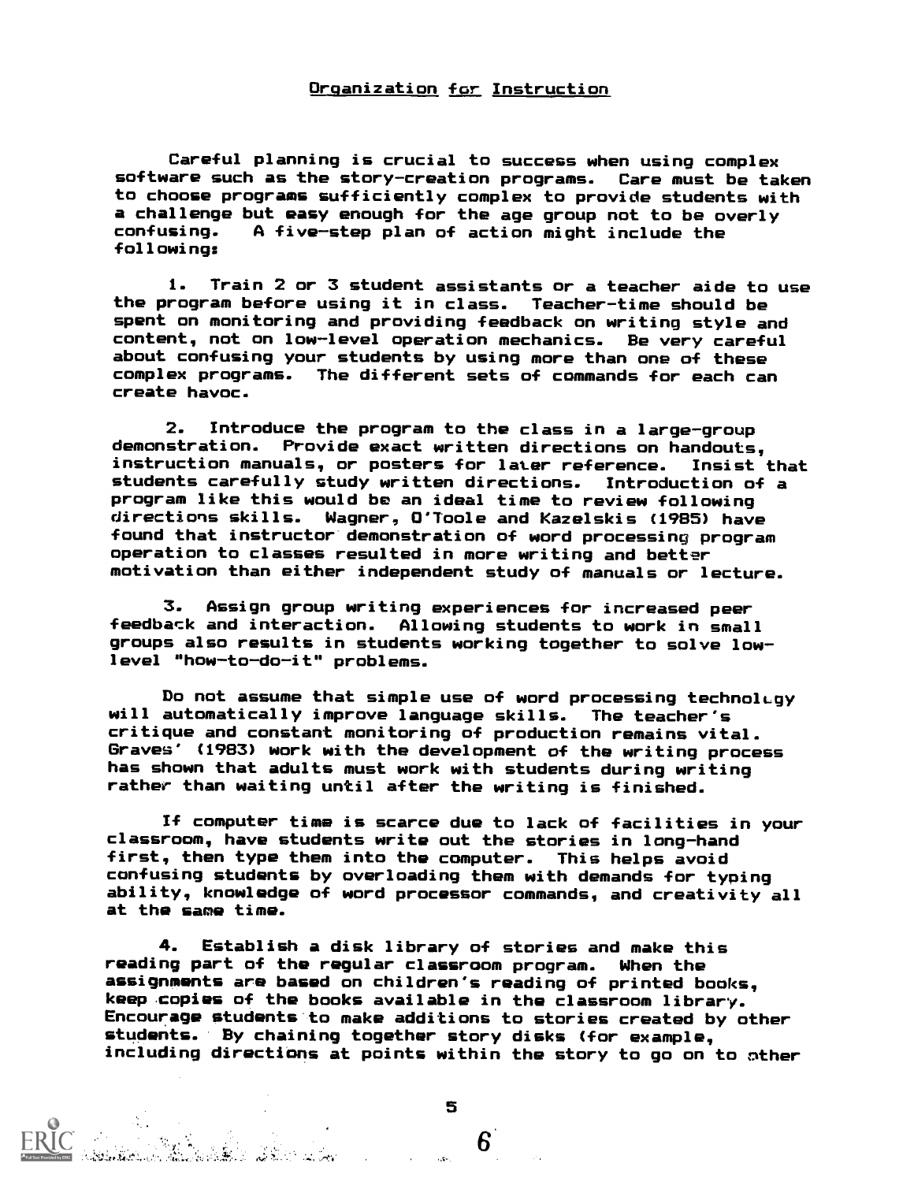## Organization for Instruction

Careful planning is crucial to success when using complex software such as the story-creation programs. Care must be taken to choose programs sufficiently complex to provide students with a challenge but easy enough for the age group not to be overly confusing. A five-step plan of action might include the following:

1. Train 2 or 3 student assistants or a teacher aide to use the program before using it in class. Teacher-time should be spent on monitoring and providing feedback on writing style and content, not on low-level operation mechanics. Be very careful about confusing your students by using more than one of these complex programs. The different sets of commands for each can create havoc.

2. Introduce the program to the class in a large-group demonstration. Provide exact written directions on handouts, instruction manuals, or posters for later reference. Insist that students carefully study written directions. Introduction of a program like this would be an ideal time to review following directions skills. Wagner, O'Toole and Kazelskis (1985) have found that instructor demonstration of word processing program operation to classes resulted in more writing and better motivation than either independent study of manuals or lecture.

3. Assign group writing experiences for increased peer feedback and interaction. Allowing students to work in small groups also results in students working together to solve low-level "how-to-do-it" problems.

Do not assume that simple use of word processing technology will automatically improve language skills. The teacher's critique and constant monitoring of production remains vital. Graves' (1983) work with the development of the writing process has shown that adults must work with students during writing rather than waiting until after the writing is finished.

If computer time is scarce due to lack of facilities in your classroom, have students write out the stories in long-hand first, then type them into the computer. This helps avoid confusing students by overloading them with demands for typing ability, knowledge of word processor commands, and creativity all at the same time.

4. Establish a disk library of stories and make this reading part of the regular classroom program. When the assignments are based on children's reading of printed books, keep copies of the books available in the classroom library. Encourage students to make additions to stories created by other students. By chaining together story disks (for example, including directions at points within the story to go on to other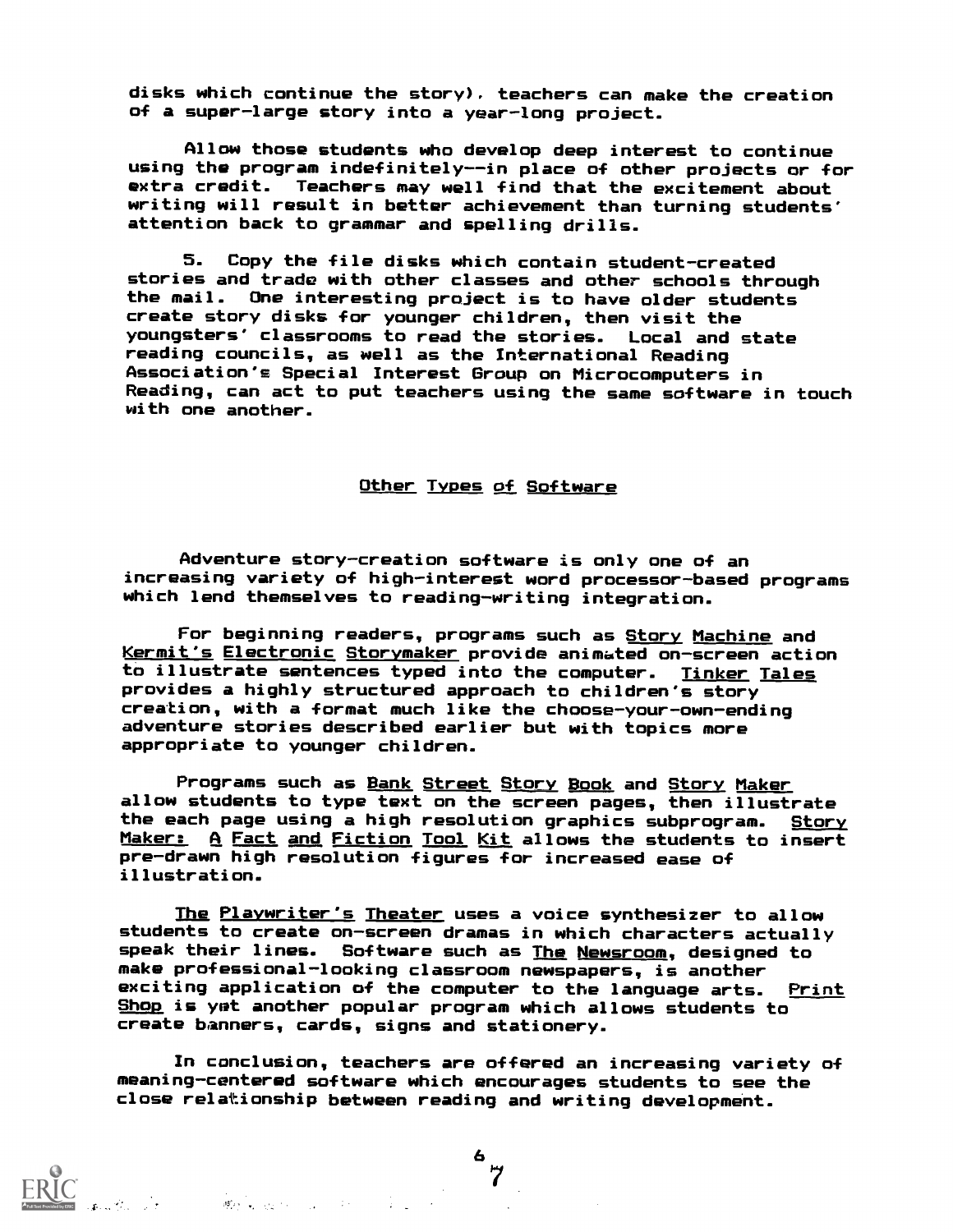disks which continue the story), teachers can make the creation of a super-large story into a year-long project.

Allow those students who develop deep interest to continue using the program indefinitely--in place of other projects or for extra credit. Teachers may well find that the excitement about writing will result in better achievement than turning students' attention back to grammar and spelling drills.

5. Copy the file disks which contain student-created stories and trade with other classes and other schools through the mail. One interesting project is to have older students create story disks for younger children, then visit the youngsters' classrooms to read the stories. Local and state reading councils, as well as the International Reading Association's Special Interest Group on Microcomputers in Reading, can act to put teachers using the same software in touch with one another.

## Other Types of Software

Adventure story-creation software is only one of an increasing variety of high-interest word processor-based programs which lend themselves to reading-writing integration.

For beginning readers, programs such as *Story Machine* and *Kermit's Electronic Storymaker* provide animated on-screen action to illustrate sentences typed into the computer. *Tinker Tales* provides a highly structured approach to children's story creation, with a format much like the choose-your-own-ending adventure stories described earlier but with topics more appropriate to younger children.

Programs such as *Bank Street Story Book* and *Story Maker* allow students to type text on the screen pages, then illustrate the each page using a high resolution graphics subprogram. *Story Maker: A Fact and Fiction Tool Kit* allows the students to insert pre-drawn high resolution figures for increased ease of illustration.

*The Playwriter's Theater* uses a voice synthesizer to allow students to create on-screen dramas in which characters actually speak their lines. Software such as *The Newsroom*, designed to make professional-looking classroom newspapers, is another exciting application of the computer to the language arts. *Print Shop* is yet another popular program which allows students to create banners, cards, signs and stationery.

In conclusion, teachers are offered an increasing variety of meaning-centered software which encourages students to see the close relationship between reading and writing development.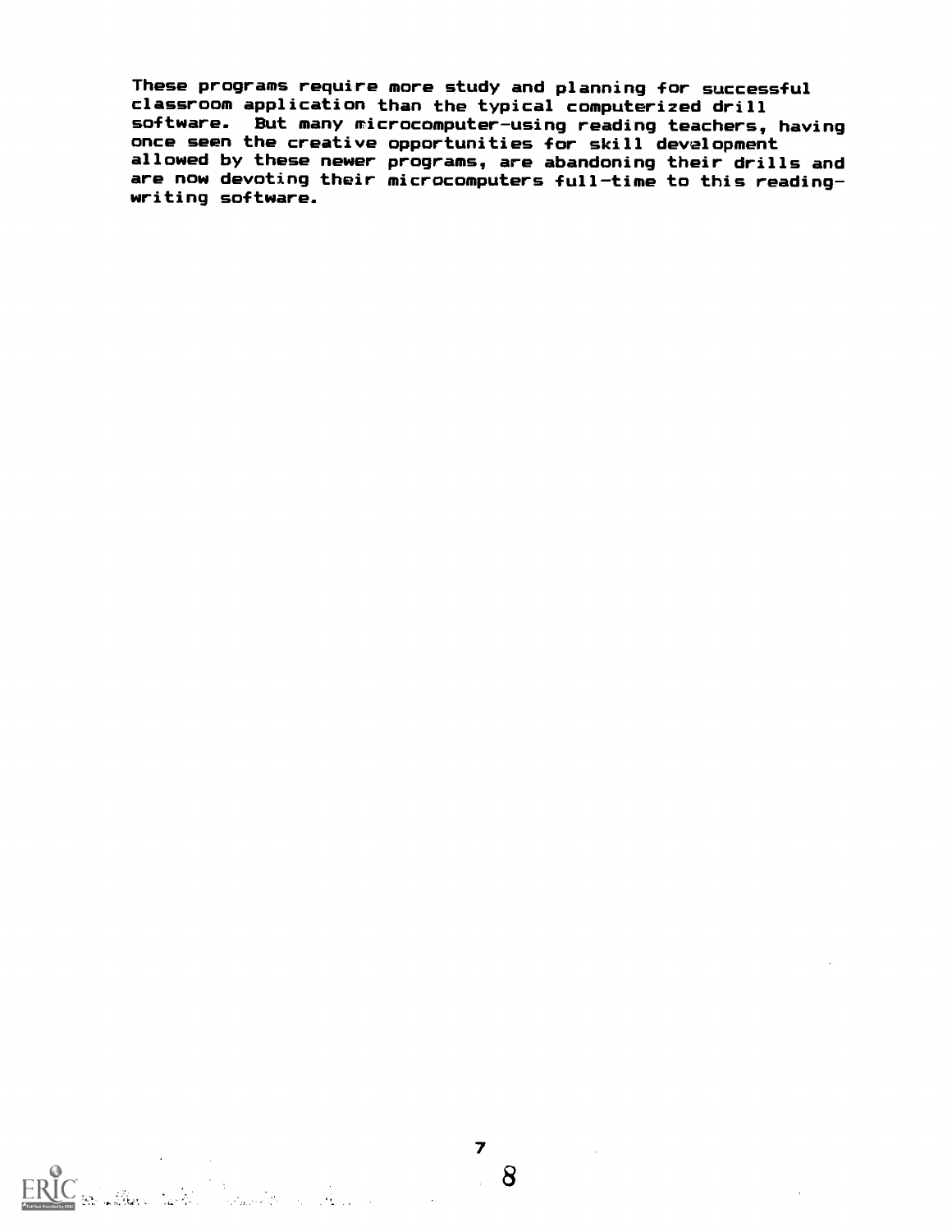These programs require more study and planning for successful classroom application than the typical computerized drill software. But many microcomputer-using reading teachers, having once seen the creative opportunities for skill development allowed by these newer programs, are abandoning their drills and are now devoting their microcomputers full-time to this reading-writing software.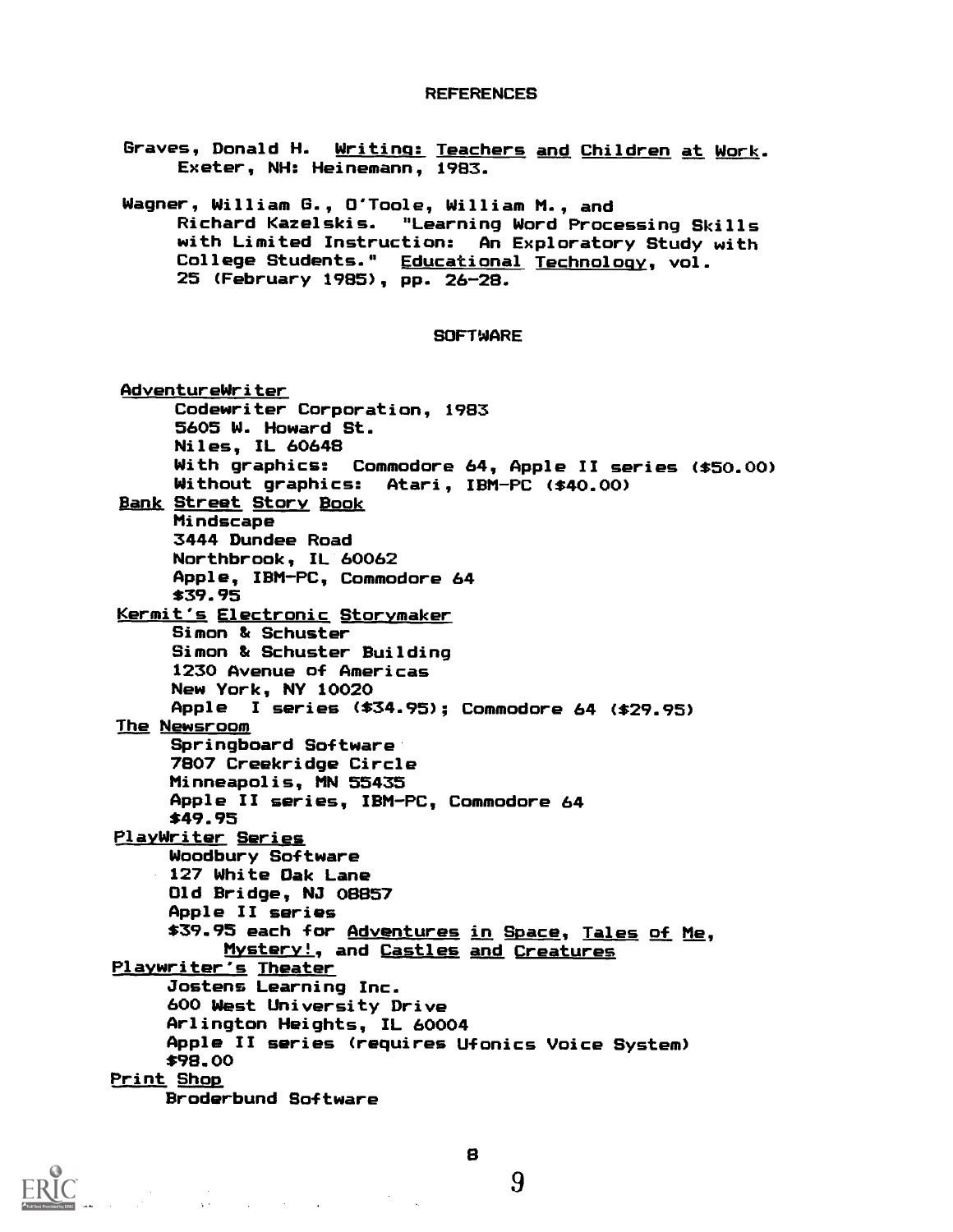## REFERENCES

Graves, Donald H. *Writing: Teachers and Children at Work*. Exeter, NH: Heinemann, 1983.

Wagner, William G., O'Toole, William M., and Richard Kazelskis. "Learning Word Processing Skills with Limited Instruction: An Exploratory Study with College Students." *Educational Technology*, vol. 25 (February 1985), pp. 26-28.

## SOFTWARE

*AdventureWriter*
Codewriter Corporation, 1983
5605 W. Howard St.
Niles, IL 60648
With graphics: Commodore 64, Apple II series ($50.00)
Without graphics: Atari, IBM-PC ($40.00)

*Bank Street Story Book*
Mindscape
3444 Dundee Road
Northbrook, IL 60062
Apple, IBM-PC, Commodore 64
$39.95

*Kermit's Electronic Storymaker*
Simon & Schuster
Simon & Schuster Building
1230 Avenue of Americas
New York, NY 10020
Apple I series ($34.95); Commodore 64 ($29.95)

*The Newsroom*
Springboard Software
7807 Creekridge Circle
Minneapolis, MN 55435
Apple II series, IBM-PC, Commodore 64
$49.95

*PlayWriter Series*
Woodbury Software
127 White Oak Lane
Old Bridge, NJ 08857
Apple II series
$39.95 each for *Adventures in Space*, *Tales of Me*, *Mystery!*, and *Castles and Creatures*

*Playwriter's Theater*
Jostens Learning Inc.
600 West University Drive
Arlington Heights, IL 60004
Apple II series (requires Ufonics Voice System)
$98.00

*Print Shop*
Broderbund Software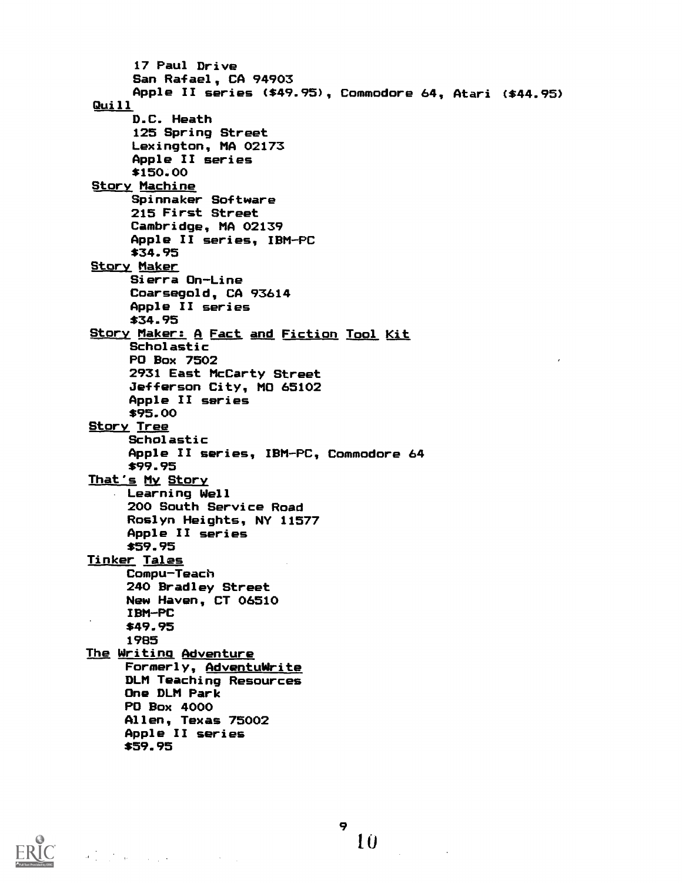17 Paul Drive
San Rafael, CA 94903
Apple II series ($49.95), Commodore 64, Atari ($44.95)

<u>Quill</u>
D.C. Heath
125 Spring Street
Lexington, MA 02173
Apple II series
$150.00

<u>Story Machine</u>
Spinnaker Software
215 First Street
Cambridge, MA 02139
Apple II series, IBM-PC
$34.95

<u>Story Maker</u>
Sierra On-Line
Coarsegold, CA 93614
Apple II series
$34.95

<u>Story Maker: A Fact and Fiction Tool Kit</u>
Scholastic
PO Box 7502
2931 East McCarty Street
Jefferson City, MO 65102
Apple II series
$95.00

<u>Story Tree</u>
Scholastic
Apple II series, IBM-PC, Commodore 64
$99.95

<u>That's My Story</u>
Learning Well
200 South Service Road
Roslyn Heights, NY 11577
Apple II series
$59.95

<u>Tinker Tales</u>
Compu-Teach
240 Bradley Street
New Haven, CT 06510
IBM-PC
$49.95
1985

<u>The Writing Adventure</u>
Formerly, <u>AdventuWrite</u>
DLM Teaching Resources
One DLM Park
PO Box 4000
Allen, Texas 75002
Apple II series
$59.95